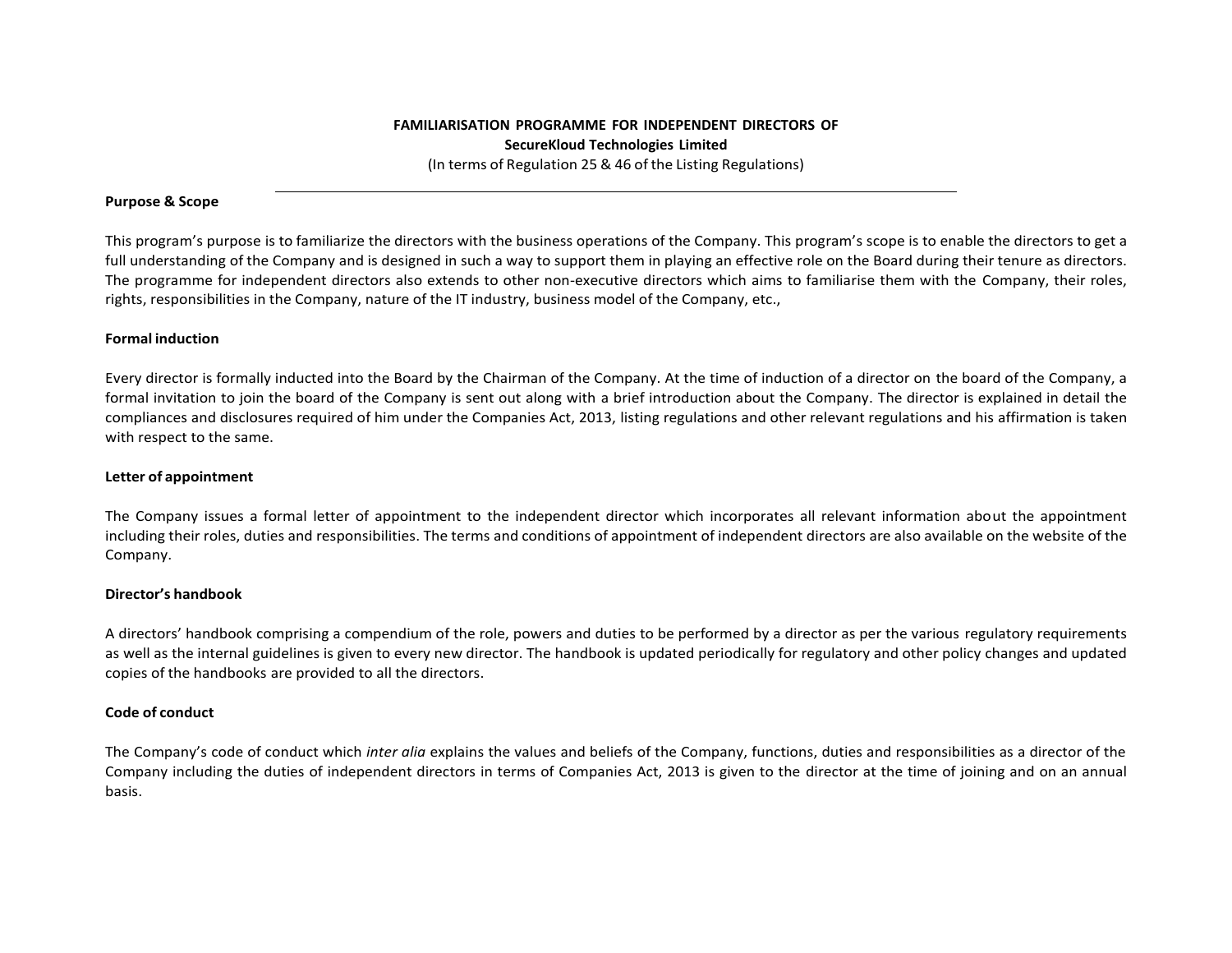**FAMILIARISATION PROGRAMME FOR INDEPENDENT DIRECTORS OF**
**SecureKloud Technologies Limited**
(In terms of Regulation 25 & 46 of the Listing Regulations)

---

**Purpose & Scope**

This program's purpose is to familiarize the directors with the business operations of the Company. This program's scope is to enable the directors to get a full understanding of the Company and is designed in such a way to support them in playing an effective role on the Board during their tenure as directors. The programme for independent directors also extends to other non-executive directors which aims to familiarise them with the Company, their roles, rights, responsibilities in the Company, nature of the IT industry, business model of the Company, etc.,

**Formal induction**

Every director is formally inducted into the Board by the Chairman of the Company. At the time of induction of a director on the board of the Company, a formal invitation to join the board of the Company is sent out along with a brief introduction about the Company. The director is explained in detail the compliances and disclosures required of him under the Companies Act, 2013, listing regulations and other relevant regulations and his affirmation is taken with respect to the same.

**Letter of appointment**

The Company issues a formal letter of appointment to the independent director which incorporates all relevant information about the appointment including their roles, duties and responsibilities. The terms and conditions of appointment of independent directors are also available on the website of the Company.

**Director's handbook**

A directors' handbook comprising a compendium of the role, powers and duties to be performed by a director as per the various regulatory requirements as well as the internal guidelines is given to every new director. The handbook is updated periodically for regulatory and other policy changes and updated copies of the handbooks are provided to all the directors.

**Code of conduct**

The Company's code of conduct which *inter alia* explains the values and beliefs of the Company, functions, duties and responsibilities as a director of the Company including the duties of independent directors in terms of Companies Act, 2013 is given to the director at the time of joining and on an annual basis.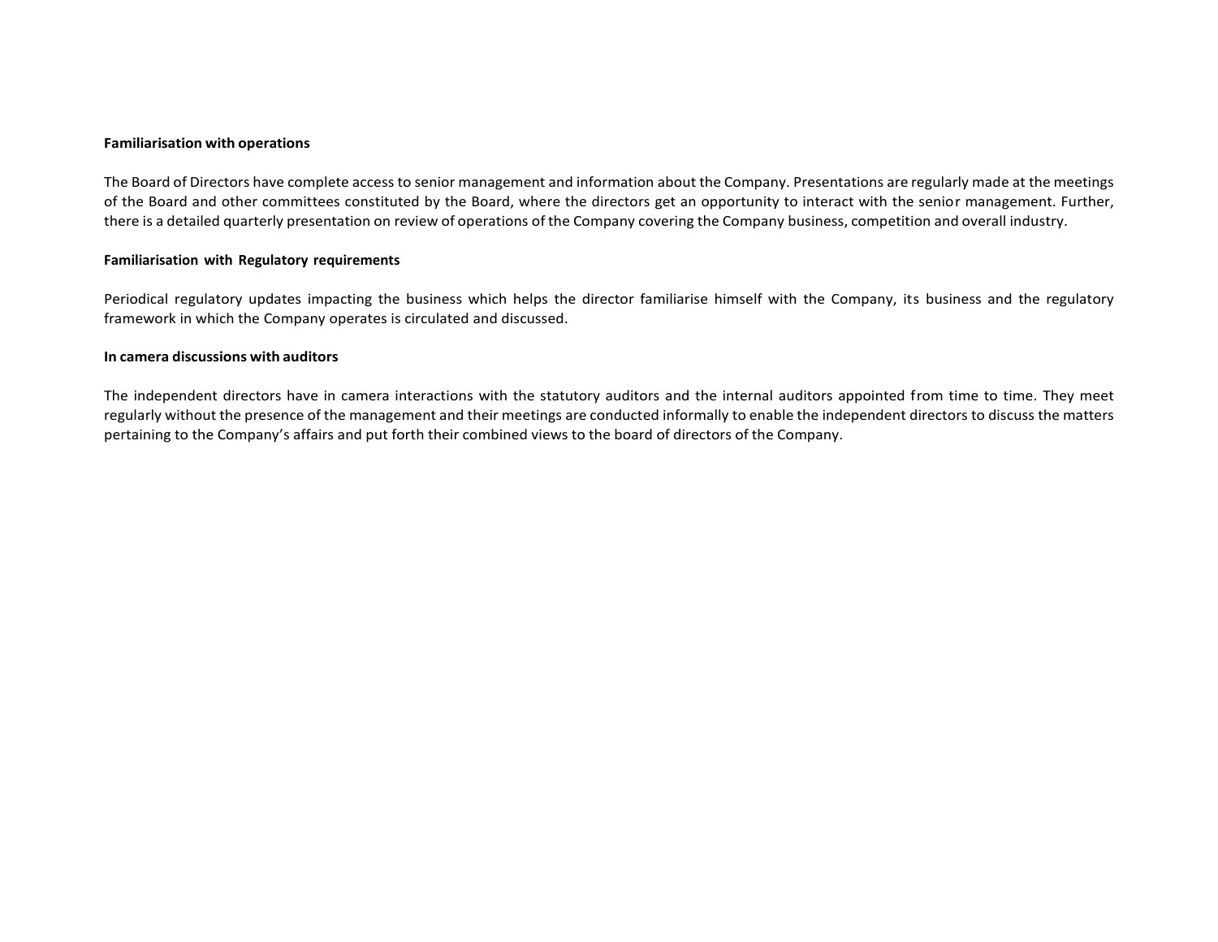**Familiarisation with operations**

The Board of Directors have complete access to senior management and information about the Company. Presentations are regularly made at the meetings of the Board and other committees constituted by the Board, where the directors get an opportunity to interact with the senior management. Further, there is a detailed quarterly presentation on review of operations of the Company covering the Company business, competition and overall industry.

**Familiarisation with Regulatory requirements**

Periodical regulatory updates impacting the business which helps the director familiarise himself with the Company, its business and the regulatory framework in which the Company operates is circulated and discussed.

**In camera discussions with auditors**

The independent directors have in camera interactions with the statutory auditors and the internal auditors appointed from time to time. They meet regularly without the presence of the management and their meetings are conducted informally to enable the independent directors to discuss the matters pertaining to the Company's affairs and put forth their combined views to the board of directors of the Company.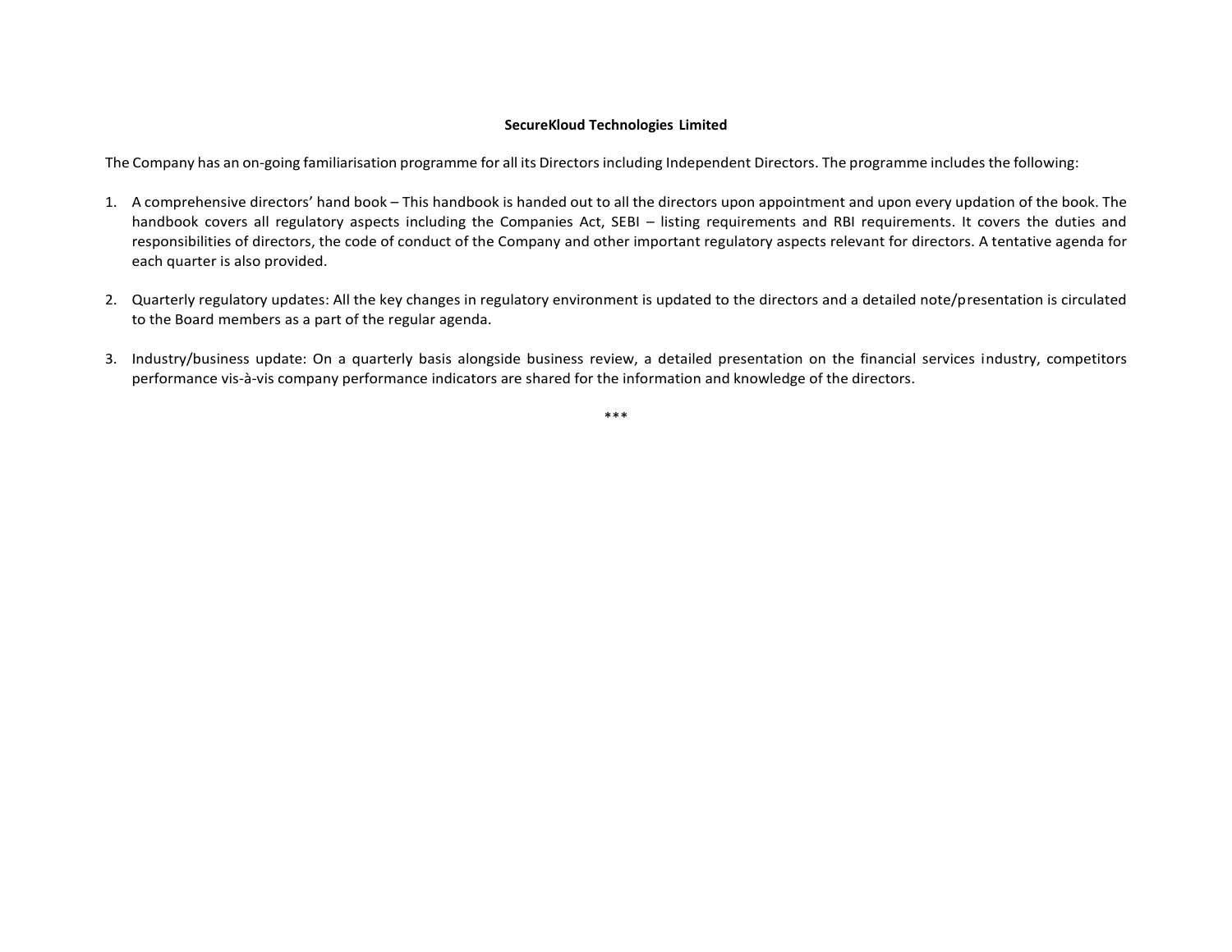**SecureKloud Technologies Limited**

The Company has an on-going familiarisation programme for all its Directors including Independent Directors. The programme includes the following:

1. A comprehensive directors' hand book – This handbook is handed out to all the directors upon appointment and upon every updation of the book. The handbook covers all regulatory aspects including the Companies Act, SEBI – listing requirements and RBI requirements. It covers the duties and responsibilities of directors, the code of conduct of the Company and other important regulatory aspects relevant for directors. A tentative agenda for each quarter is also provided.

2. Quarterly regulatory updates: All the key changes in regulatory environment is updated to the directors and a detailed note/presentation is circulated to the Board members as a part of the regular agenda.

3. Industry/business update: On a quarterly basis alongside business review, a detailed presentation on the financial services industry, competitors performance vis-à-vis company performance indicators are shared for the information and knowledge of the directors.

***